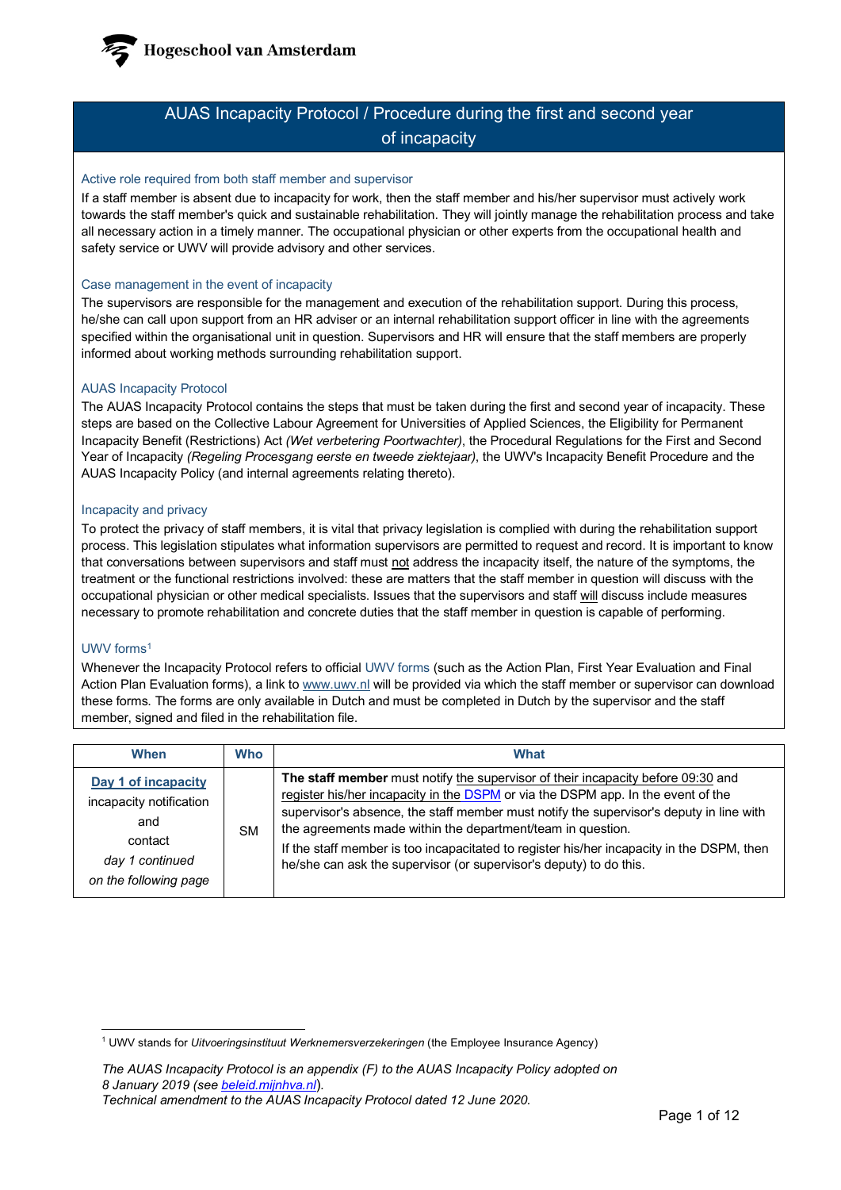# AUAS Incapacity Protocol / Procedure during the first and second year of incapacity

### Active role required from both staff member and supervisor

If a staff member is absent due to incapacity for work, then the staff member and his/her supervisor must actively work towards the staff member's quick and sustainable rehabilitation. They will jointly manage the rehabilitation process and take all necessary action in a timely manner. The occupational physician or other experts from the occupational health and safety service or UWV will provide advisory and other services.

### Case management in the event of incapacity

The supervisors are responsible for the management and execution of the rehabilitation support. During this process, he/she can call upon support from an HR adviser or an internal rehabilitation support officer in line with the agreements specified within the organisational unit in question. Supervisors and HR will ensure that the staff members are properly informed about working methods surrounding rehabilitation support.

### AUAS Incapacity Protocol

The AUAS Incapacity Protocol contains the steps that must be taken during the first and second year of incapacity. These steps are based on the Collective Labour Agreement for Universities of Applied Sciences, the Eligibility for Permanent Incapacity Benefit (Restrictions) Act *(Wet verbetering Poortwachter)*, the Procedural Regulations for the First and Second Year of Incapacity *(Regeling Procesgang eerste en tweede ziektejaar)*, the UWV's Incapacity Benefit Procedure and the AUAS Incapacity Policy (and internal agreements relating thereto).

### Incapacity and privacy

To protect the privacy of staff members, it is vital that privacy legislation is complied with during the rehabilitation support process. This legislation stipulates what information supervisors are permitted to request and record. It is important to know that conversations between supervisors and staff must not address the incapacity itself, the nature of the symptoms, the treatment or the functional restrictions involved: these are matters that the staff member in question will discuss with the occupational physician or other medical specialists. Issues that the supervisors and staff will discuss include measures necessary to promote rehabilitation and concrete duties that the staff member in question is capable of performing.

### UWV forms[1]

Whenever the Incapacity Protocol refers to official UWV forms (such as the Action Plan, First Year Evaluation and Final Action Plan Evaluation forms), a link to www.uwv.nl will be provided via which the staff member or supervisor can download these forms. The forms are only available in Dutch and must be completed in Dutch by the supervisor and the staff member, signed and filed in the rehabilitation file.

| When | Who | What |
|---|---|---|
| **Day 1 of incapacity** incapacity notification and contact *day 1 continued on the following page* | SM | **The staff member** must notify the supervisor of their incapacity before 09:30 and register his/her incapacity in the DSPM or via the DSPM app. In the event of the supervisor's absence, the staff member must notify the supervisor's deputy in line with the agreements made within the department/team in question. If the staff member is too incapacitated to register his/her incapacity in the DSPM, then he/she can ask the supervisor (or supervisor's deputy) to do this. |

[1] UWV stands for *Uitvoeringsinstituut Werknemersverzekeringen* (the Employee Insurance Agency)

*The AUAS Incapacity Protocol is an appendix (F) to the AUAS Incapacity Policy adopted on 8 January 2019 (see beleid.mijnhva.nl).*
*Technical amendment to the AUAS Incapacity Protocol dated 12 June 2020.*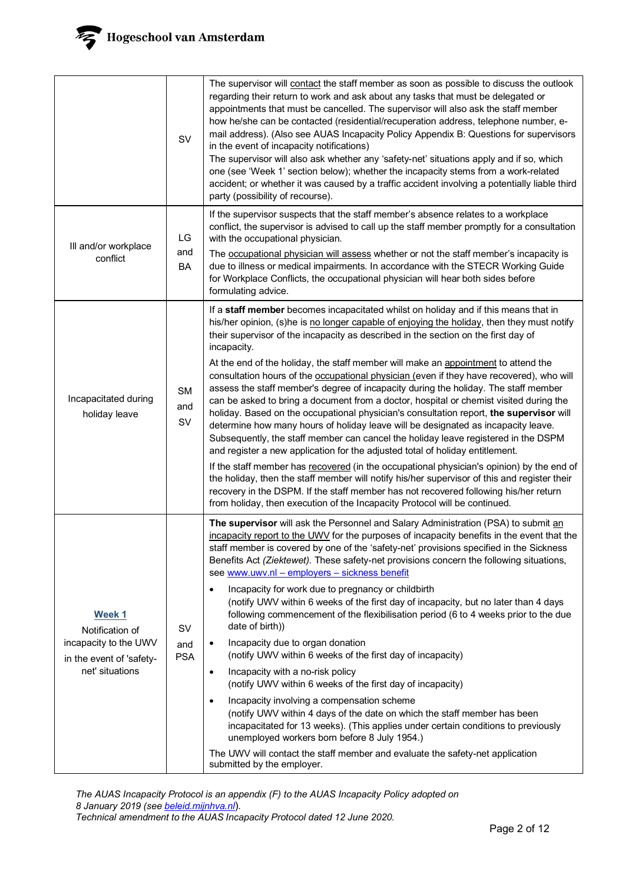| | | |
|---|---|---|
| | SV | The supervisor will contact the staff member as soon as possible to discuss the outlook regarding their return to work and ask about any tasks that must be delegated or appointments that must be cancelled. The supervisor will also ask the staff member how he/she can be contacted (residential/recuperation address, telephone number, e-mail address). (Also see AUAS Incapacity Policy Appendix B: Questions for supervisors in the event of incapacity notifications)<br>The supervisor will also ask whether any 'safety-net' situations apply and if so, which one (see 'Week 1' section below); whether the incapacity stems from a work-related accident; or whether it was caused by a traffic accident involving a potentially liable third party (possibility of recourse). |
| Ill and/or workplace conflict | LG and BA | If the supervisor suspects that the staff member's absence relates to a workplace conflict, the supervisor is advised to call up the staff member promptly for a consultation with the occupational physician.<br>The occupational physician will assess whether or not the staff member's incapacity is due to illness or medical impairments. In accordance with the STECR Working Guide for Workplace Conflicts, the occupational physician will hear both sides before formulating advice. |
| Incapacitated during holiday leave | SM and SV | If a **staff member** becomes incapacitated whilst on holiday and if this means that in his/her opinion, (s)he is no longer capable of enjoying the holiday, then they must notify their supervisor of the incapacity as described in the section on the first day of incapacity.<br>At the end of the holiday, the staff member will make an appointment to attend the consultation hours of the occupational physician (even if they have recovered), who will assess the staff member's degree of incapacity during the holiday. The staff member can be asked to bring a document from a doctor, hospital or chemist visited during the holiday. Based on the occupational physician's consultation report, **the supervisor** will determine how many hours of holiday leave will be designated as incapacity leave. Subsequently, the staff member can cancel the holiday leave registered in the DSPM and register a new application for the adjusted total of holiday entitlement.<br>If the staff member has recovered (in the occupational physician's opinion) by the end of the holiday, then the staff member will notify his/her supervisor of this and register their recovery in the DSPM. If the staff member has not recovered following his/her return from holiday, then execution of the Incapacity Protocol will be continued. |
| **Week 1**<br>Notification of incapacity to the UWV in the event of 'safety-net' situations | SV and PSA | **The supervisor** will ask the Personnel and Salary Administration (PSA) to submit an incapacity report to the UWV for the purposes of incapacity benefits in the event that the staff member is covered by one of the 'safety-net' provisions specified in the Sickness Benefits Act *(Ziektewet)*. These safety-net provisions concern the following situations, see www.uwv.nl – employers – sickness benefit<br>• Incapacity for work due to pregnancy or childbirth (notify UWV within 6 weeks of the first day of incapacity, but no later than 4 days following commencement of the flexibilisation period (6 to 4 weeks prior to the due date of birth))<br>• Incapacity due to organ donation (notify UWV within 6 weeks of the first day of incapacity)<br>• Incapacity with a no-risk policy (notify UWV within 6 weeks of the first day of incapacity)<br>• Incapacity involving a compensation scheme (notify UWV within 4 days of the date on which the staff member has been incapacitated for 13 weeks). (This applies under certain conditions to previously unemployed workers born before 8 July 1954.)<br>The UWV will contact the staff member and evaluate the safety-net application submitted by the employer. |

*The AUAS Incapacity Protocol is an appendix (F) to the AUAS Incapacity Policy adopted on 8 January 2019 (see beleid.mijnhva.nl).*
*Technical amendment to the AUAS Incapacity Protocol dated 12 June 2020.*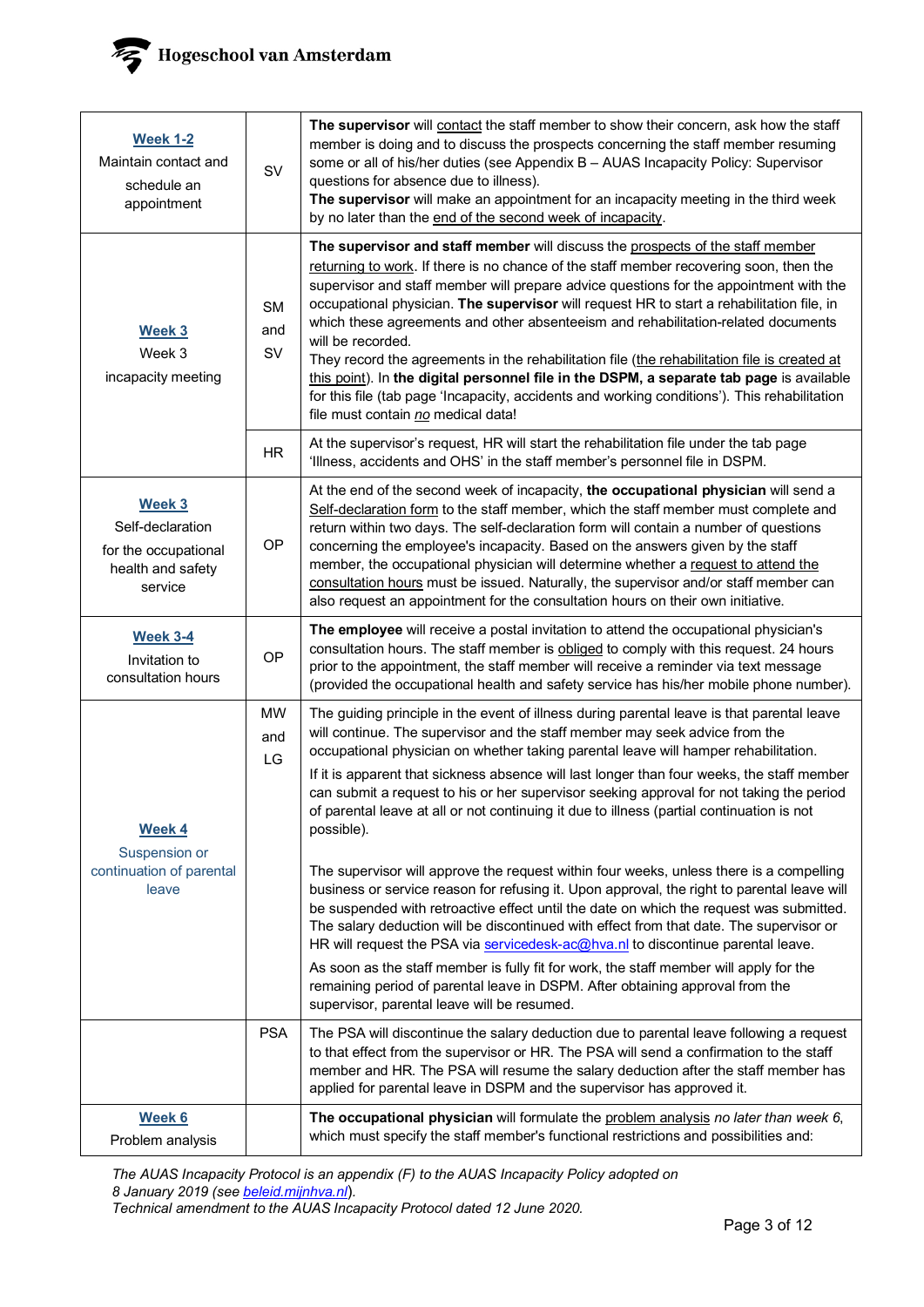| | | |
|---|---|---|
| **Week 1-2**<br>Maintain contact and schedule an appointment | SV | **The supervisor** will contact the staff member to show their concern, ask how the staff member is doing and to discuss the prospects concerning the staff member resuming some or all of his/her duties (see Appendix B – AUAS Incapacity Policy: Supervisor questions for absence due to illness).<br>**The supervisor** will make an appointment for an incapacity meeting in the third week by no later than the end of the second week of incapacity. |
| **Week 3**<br>Week 3<br>incapacity meeting | SM and SV | **The supervisor and staff member** will discuss the prospects of the staff member returning to work. If there is no chance of the staff member recovering soon, then the supervisor and staff member will prepare advice questions for the appointment with the occupational physician. **The supervisor** will request HR to start a rehabilitation file, in which these agreements and other absenteeism and rehabilitation-related documents will be recorded.<br>They record the agreements in the rehabilitation file (the rehabilitation file is created at this point). In **the digital personnel file in the DSPM, a separate tab page** is available for this file (tab page 'Incapacity, accidents and working conditions'). This rehabilitation file must contain *no* medical data! |
| | HR | At the supervisor's request, HR will start the rehabilitation file under the tab page 'Illness, accidents and OHS' in the staff member's personnel file in DSPM. |
| **Week 3**<br>Self-declaration for the occupational health and safety service | OP | At the end of the second week of incapacity, **the occupational physician** will send a Self-declaration form to the staff member, which the staff member must complete and return within two days. The self-declaration form will contain a number of questions concerning the employee's incapacity. Based on the answers given by the staff member, the occupational physician will determine whether a request to attend the consultation hours must be issued. Naturally, the supervisor and/or staff member can also request an appointment for the consultation hours on their own initiative. |
| **Week 3-4**<br>Invitation to consultation hours | OP | **The employee** will receive a postal invitation to attend the occupational physician's consultation hours. The staff member is obliged to comply with this request. 24 hours prior to the appointment, the staff member will receive a reminder via text message (provided the occupational health and safety service has his/her mobile phone number). |
| **Week 4**<br>Suspension or continuation of parental leave | MW and LG | The guiding principle in the event of illness during parental leave is that parental leave will continue. The supervisor and the staff member may seek advice from the occupational physician on whether taking parental leave will hamper rehabilitation.<br>If it is apparent that sickness absence will last longer than four weeks, the staff member can submit a request to his or her supervisor seeking approval for not taking the period of parental leave at all or not continuing it due to illness (partial continuation is not possible).<br><br>The supervisor will approve the request within four weeks, unless there is a compelling business or service reason for refusing it. Upon approval, the right to parental leave will be suspended with retroactive effect until the date on which the request was submitted. The salary deduction will be discontinued with effect from that date. The supervisor or HR will request the PSA via servicedesk-ac@hva.nl to discontinue parental leave.<br>As soon as the staff member is fully fit for work, the staff member will apply for the remaining period of parental leave in DSPM. After obtaining approval from the supervisor, parental leave will be resumed. |
| | PSA | The PSA will discontinue the salary deduction due to parental leave following a request to that effect from the supervisor or HR. The PSA will send a confirmation to the staff member and HR. The PSA will resume the salary deduction after the staff member has applied for parental leave in DSPM and the supervisor has approved it. |
| **Week 6**<br>Problem analysis | | **The occupational physician** will formulate the problem analysis *no later than week 6*, which must specify the staff member's functional restrictions and possibilities and: |

*The AUAS Incapacity Protocol is an appendix (F) to the AUAS Incapacity Policy adopted on 8 January 2019 (see beleid.mijnhva.nl).*
*Technical amendment to the AUAS Incapacity Protocol dated 12 June 2020.*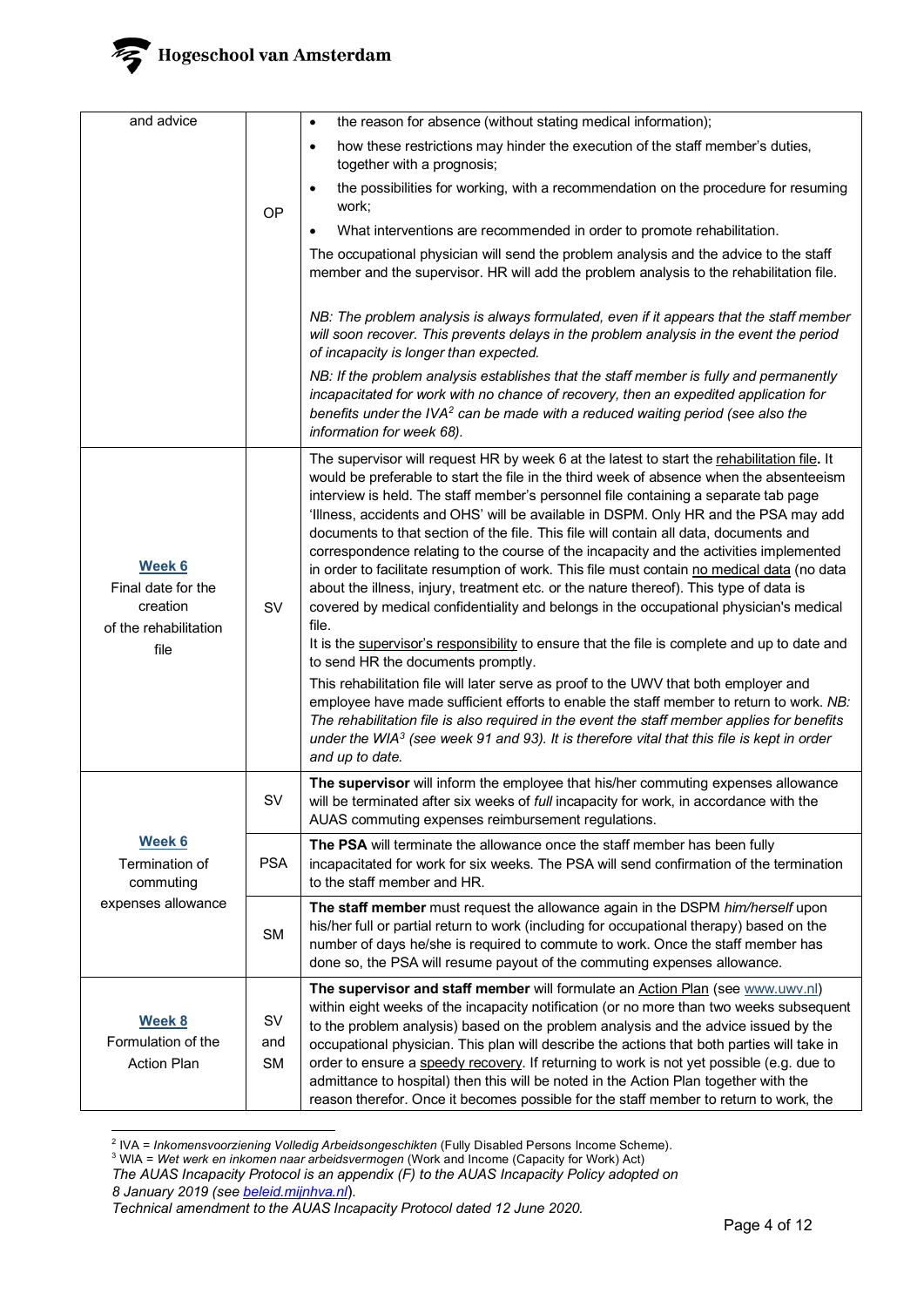| | | |
|---|---|---|
| and advice | OP | • the reason for absence (without stating medical information);<br>• how these restrictions may hinder the execution of the staff member's duties, together with a prognosis;<br>• the possibilities for working, with a recommendation on the procedure for resuming work;<br>• What interventions are recommended in order to promote rehabilitation.<br>The occupational physician will send the problem analysis and the advice to the staff member and the supervisor. HR will add the problem analysis to the rehabilitation file.<br><br>*NB: The problem analysis is always formulated, even if it appears that the staff member will soon recover. This prevents delays in the problem analysis in the event the period of incapacity is longer than expected.*<br>*NB: If the problem analysis establishes that the staff member is fully and permanently incapacitated for work with no chance of recovery, then an expedited application for benefits under the IVA[2] can be made with a reduced waiting period (see also the information for week 68).* |
| **Week 6**<br>Final date for the creation of the rehabilitation file | SV | The supervisor will request HR by week 6 at the latest to start the rehabilitation file**.** It would be preferable to start the file in the third week of absence when the absenteeism interview is held. The staff member's personnel file containing a separate tab page 'Illness, accidents and OHS' will be available in DSPM. Only HR and the PSA may add documents to that section of the file. This file will contain all data, documents and correspondence relating to the course of the incapacity and the activities implemented in order to facilitate resumption of work. This file must contain no medical data (no data about the illness, injury, treatment etc. or the nature thereof). This type of data is covered by medical confidentiality and belongs in the occupational physician's medical file.<br>It is the supervisor's responsibility to ensure that the file is complete and up to date and to send HR the documents promptly.<br>This rehabilitation file will later serve as proof to the UWV that both employer and employee have made sufficient efforts to enable the staff member to return to work. *NB: The rehabilitation file is also required in the event the staff member applies for benefits under the WIA[3] (see week 91 and 93). It is therefore vital that this file is kept in order and up to date.* |
| **Week 6**<br>Termination of commuting expenses allowance | SV | **The supervisor** will inform the employee that his/her commuting expenses allowance will be terminated after six weeks of *full* incapacity for work, in accordance with the AUAS commuting expenses reimbursement regulations. |
| | PSA | **The PSA** will terminate the allowance once the staff member has been fully incapacitated for work for six weeks. The PSA will send confirmation of the termination to the staff member and HR. |
| | SM | **The staff member** must request the allowance again in the DSPM *him/herself* upon his/her full or partial return to work (including for occupational therapy) based on the number of days he/she is required to commute to work. Once the staff member has done so, the PSA will resume payout of the commuting expenses allowance. |
| **Week 8**<br>Formulation of the Action Plan | SV and SM | **The supervisor and staff member** will formulate an Action Plan (see www.uwv.nl) within eight weeks of the incapacity notification (or no more than two weeks subsequent to the problem analysis) based on the problem analysis and the advice issued by the occupational physician. This plan will describe the actions that both parties will take in order to ensure a speedy recovery. If returning to work is not yet possible (e.g. due to admittance to hospital) then this will be noted in the Action Plan together with the reason therefor. Once it becomes possible for the staff member to return to work, the |

[2] IVA = *Inkomensvoorziening Volledig Arbeidsongeschikten* (Fully Disabled Persons Income Scheme).
[3] WIA = *Wet werk en inkomen naar arbeidsvermogen* (Work and Income (Capacity for Work) Act)

*The AUAS Incapacity Protocol is an appendix (F) to the AUAS Incapacity Policy adopted on 8 January 2019 (see beleid.mijnhva.nl).*
*Technical amendment to the AUAS Incapacity Protocol dated 12 June 2020.*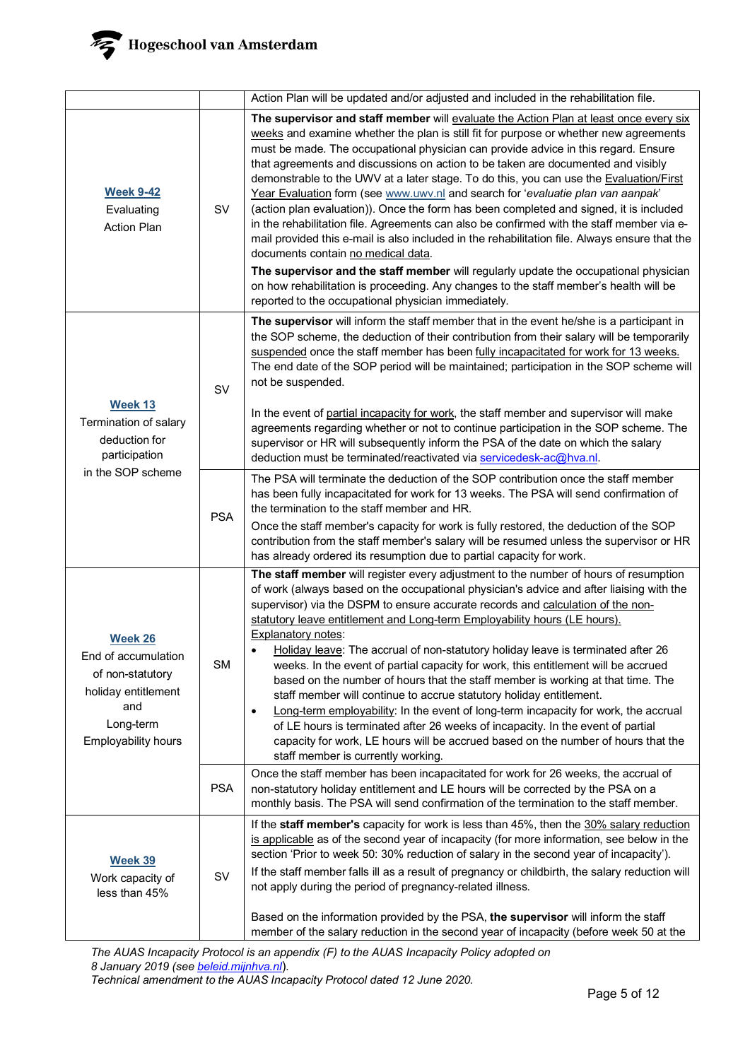| | | |
|---|---|---|
| | | Action Plan will be updated and/or adjusted and included in the rehabilitation file. |
| **Week 9-42**<br>Evaluating Action Plan | SV | **The supervisor and staff member** will evaluate the Action Plan at least once every six weeks and examine whether the plan is still fit for purpose or whether new agreements must be made. The occupational physician can provide advice in this regard. Ensure that agreements and discussions on action to be taken are documented and visibly demonstrable to the UWV at a later stage. To do this, you can use the Evaluation/First Year Evaluation form (see www.uwv.nl and search for '*evaluatie plan van aanpak*' (action plan evaluation)). Once the form has been completed and signed, it is included in the rehabilitation file. Agreements can also be confirmed with the staff member via e-mail provided this e-mail is also included in the rehabilitation file. Always ensure that the documents contain no medical data.<br>**The supervisor and the staff member** will regularly update the occupational physician on how rehabilitation is proceeding. Any changes to the staff member's health will be reported to the occupational physician immediately. |
| **Week 13**<br>Termination of salary deduction for participation in the SOP scheme | SV | **The supervisor** will inform the staff member that in the event he/she is a participant in the SOP scheme, the deduction of their contribution from their salary will be temporarily suspended once the staff member has been fully incapacitated for work for 13 weeks. The end date of the SOP period will be maintained; participation in the SOP scheme will not be suspended.<br><br>In the event of partial incapacity for work, the staff member and supervisor will make agreements regarding whether or not to continue participation in the SOP scheme. The supervisor or HR will subsequently inform the PSA of the date on which the salary deduction must be terminated/reactivated via servicedesk-ac@hva.nl. |
| | PSA | The PSA will terminate the deduction of the SOP contribution once the staff member has been fully incapacitated for work for 13 weeks. The PSA will send confirmation of the termination to the staff member and HR.<br>Once the staff member's capacity for work is fully restored, the deduction of the SOP contribution from the staff member's salary will be resumed unless the supervisor or HR has already ordered its resumption due to partial capacity for work. |
| **Week 26**<br>End of accumulation of non-statutory holiday entitlement and Long-term Employability hours | SM | **The staff member** will register every adjustment to the number of hours of resumption of work (always based on the occupational physician's advice and after liaising with the supervisor) via the DSPM to ensure accurate records and calculation of the non-statutory leave entitlement and Long-term Employability hours (LE hours).<br>Explanatory notes:<br>• Holiday leave: The accrual of non-statutory holiday leave is terminated after 26 weeks. In the event of partial capacity for work, this entitlement will be accrued based on the number of hours that the staff member is working at that time. The staff member will continue to accrue statutory holiday entitlement.<br>• Long-term employability: In the event of long-term incapacity for work, the accrual of LE hours is terminated after 26 weeks of incapacity. In the event of partial capacity for work, LE hours will be accrued based on the number of hours that the staff member is currently working. |
| | PSA | Once the staff member has been incapacitated for work for 26 weeks, the accrual of non-statutory holiday entitlement and LE hours will be corrected by the PSA on a monthly basis. The PSA will send confirmation of the termination to the staff member. |
| **Week 39**<br>Work capacity of less than 45% | SV | If the **staff member's** capacity for work is less than 45%, then the 30% salary reduction is applicable as of the second year of incapacity (for more information, see below in the section 'Prior to week 50: 30% reduction of salary in the second year of incapacity').<br>If the staff member falls ill as a result of pregnancy or childbirth, the salary reduction will not apply during the period of pregnancy-related illness.<br><br>Based on the information provided by the PSA, **the supervisor** will inform the staff member of the salary reduction in the second year of incapacity (before week 50 at the |

*The AUAS Incapacity Protocol is an appendix (F) to the AUAS Incapacity Policy adopted on 8 January 2019 (see beleid.mijnhva.nl).*
*Technical amendment to the AUAS Incapacity Protocol dated 12 June 2020.*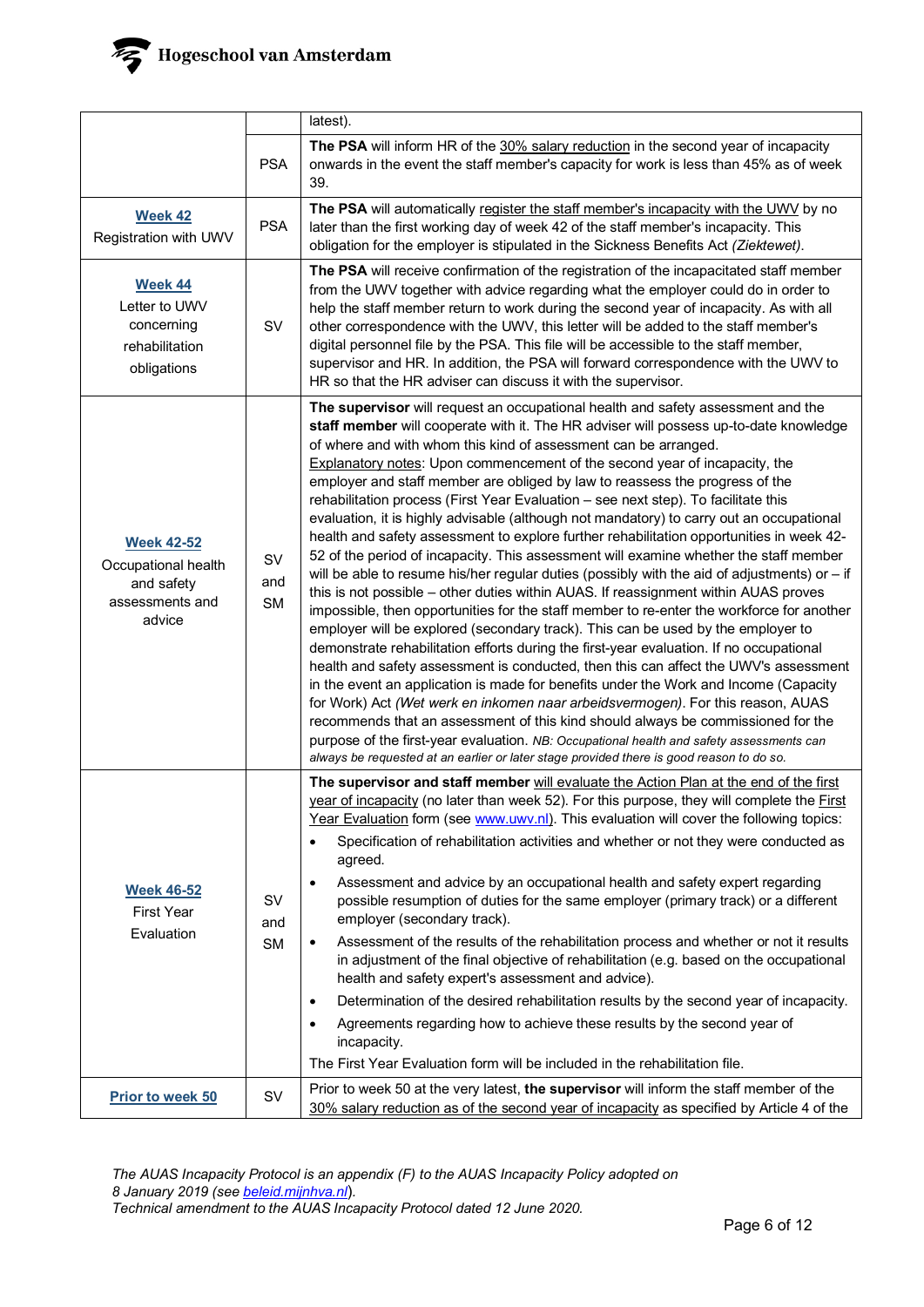| | | |
|---|---|---|
| | | latest). |
| | PSA | **The PSA** will inform HR of the 30% salary reduction in the second year of incapacity onwards in the event the staff member's capacity for work is less than 45% as of week 39. |
| **Week 42**<br>Registration with UWV | PSA | **The PSA** will automatically register the staff member's incapacity with the UWV by no later than the first working day of week 42 of the staff member's incapacity. This obligation for the employer is stipulated in the Sickness Benefits Act *(Ziektewet)*. |
| **Week 44**<br>Letter to UWV concerning rehabilitation obligations | SV | **The PSA** will receive confirmation of the registration of the incapacitated staff member from the UWV together with advice regarding what the employer could do in order to help the staff member return to work during the second year of incapacity. As with all other correspondence with the UWV, this letter will be added to the staff member's digital personnel file by the PSA. This file will be accessible to the staff member, supervisor and HR. In addition, the PSA will forward correspondence with the UWV to HR so that the HR adviser can discuss it with the supervisor. |
| **Week 42-52**<br>Occupational health and safety assessments and advice | SV and SM | **The supervisor** will request an occupational health and safety assessment and the **staff member** will cooperate with it. The HR adviser will possess up-to-date knowledge of where and with whom this kind of assessment can be arranged.<br>Explanatory notes: Upon commencement of the second year of incapacity, the employer and staff member are obliged by law to reassess the progress of the rehabilitation process (First Year Evaluation – see next step). To facilitate this evaluation, it is highly advisable (although not mandatory) to carry out an occupational health and safety assessment to explore further rehabilitation opportunities in week 42-52 of the period of incapacity. This assessment will examine whether the staff member will be able to resume his/her regular duties (possibly with the aid of adjustments) or – if this is not possible – other duties within AUAS. If reassignment within AUAS proves impossible, then opportunities for the staff member to re-enter the workforce for another employer will be explored (secondary track). This can be used by the employer to demonstrate rehabilitation efforts during the first-year evaluation. If no occupational health and safety assessment is conducted, then this can affect the UWV's assessment in the event an application is made for benefits under the Work and Income (Capacity for Work) Act *(Wet werk en inkomen naar arbeidsvermogen)*. For this reason, AUAS recommends that an assessment of this kind should always be commissioned for the purpose of the first-year evaluation. *NB: Occupational health and safety assessments can always be requested at an earlier or later stage provided there is good reason to do so.* |
| **Week 46-52**<br>First Year Evaluation | SV and SM | **The supervisor and staff member** will evaluate the Action Plan at the end of the first year of incapacity (no later than week 52). For this purpose, they will complete the First Year Evaluation form (see www.uwv.nl). This evaluation will cover the following topics:<br>• Specification of rehabilitation activities and whether or not they were conducted as agreed.<br>• Assessment and advice by an occupational health and safety expert regarding possible resumption of duties for the same employer (primary track) or a different employer (secondary track).<br>• Assessment of the results of the rehabilitation process and whether or not it results in adjustment of the final objective of rehabilitation (e.g. based on the occupational health and safety expert's assessment and advice).<br>• Determination of the desired rehabilitation results by the second year of incapacity.<br>• Agreements regarding how to achieve these results by the second year of incapacity.<br>The First Year Evaluation form will be included in the rehabilitation file. |
| **Prior to week 50** | SV | Prior to week 50 at the very latest, **the supervisor** will inform the staff member of the 30% salary reduction as of the second year of incapacity as specified by Article 4 of the |

*The AUAS Incapacity Protocol is an appendix (F) to the AUAS Incapacity Policy adopted on 8 January 2019 (see beleid.mijnhva.nl).*
*Technical amendment to the AUAS Incapacity Protocol dated 12 June 2020.*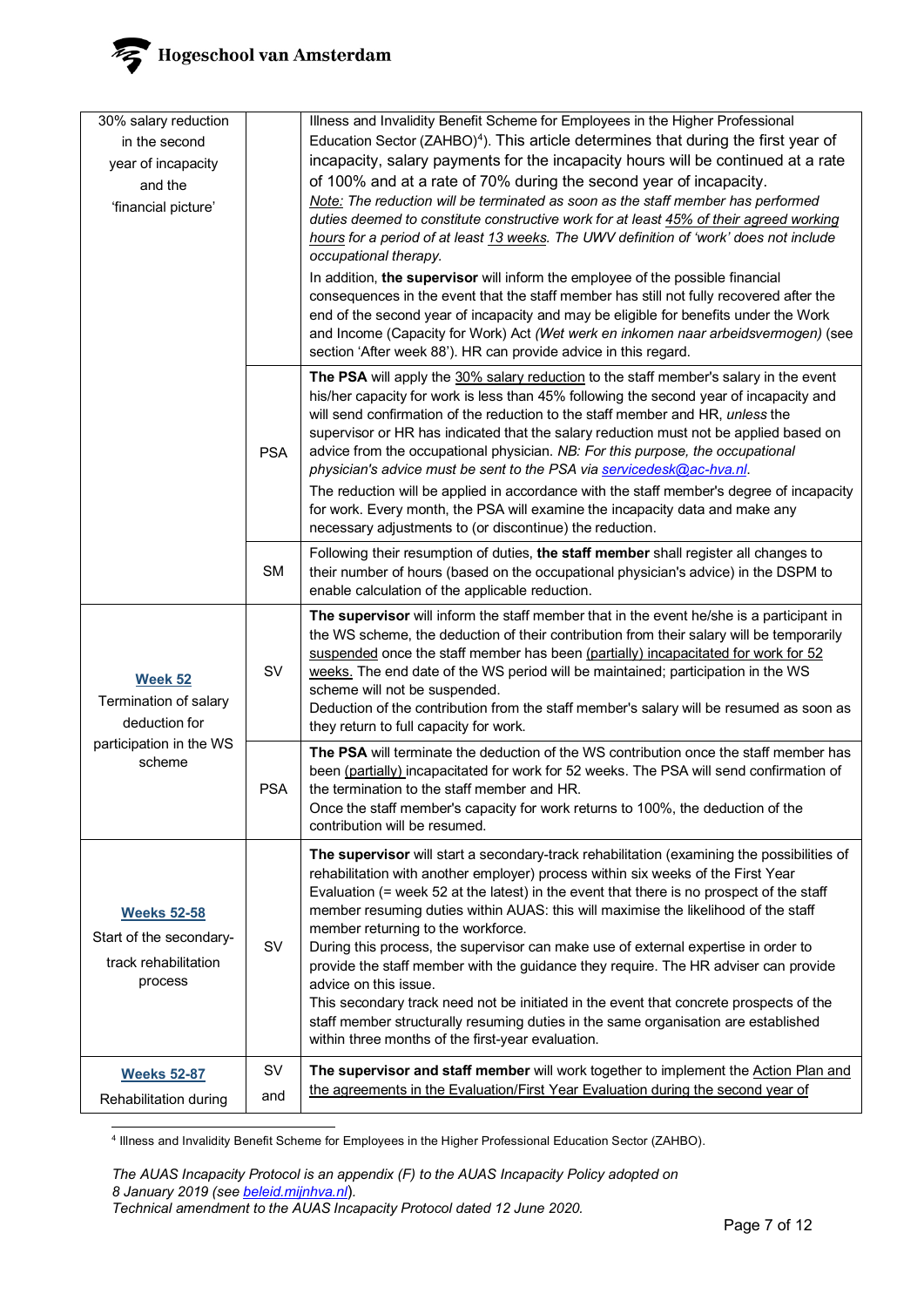| | | |
|---|---|---|
| 30% salary reduction in the second year of incapacity and the 'financial picture' | | Illness and Invalidity Benefit Scheme for Employees in the Higher Professional Education Sector (ZAHBO)[4]). This article determines that during the first year of incapacity, salary payments for the incapacity hours will be continued at a rate of 100% and at a rate of 70% during the second year of incapacity.<br>*Note: The reduction will be terminated as soon as the staff member has performed duties deemed to constitute constructive work for at least 45% of their agreed working hours for a period of at least 13 weeks. The UWV definition of 'work' does not include occupational therapy.*<br>In addition, **the supervisor** will inform the employee of the possible financial consequences in the event that the staff member has still not fully recovered after the end of the second year of incapacity and may be eligible for benefits under the Work and Income (Capacity for Work) Act *(Wet werk en inkomen naar arbeidsvermogen)* (see section 'After week 88'). HR can provide advice in this regard. |
| | PSA | **The PSA** will apply the 30% salary reduction to the staff member's salary in the event his/her capacity for work is less than 45% following the second year of incapacity and will send confirmation of the reduction to the staff member and HR, *unless* the supervisor or HR has indicated that the salary reduction must not be applied based on advice from the occupational physician. *NB: For this purpose, the occupational physician's advice must be sent to the PSA via servicedesk@ac-hva.nl.*<br>The reduction will be applied in accordance with the staff member's degree of incapacity for work. Every month, the PSA will examine the incapacity data and make any necessary adjustments to (or discontinue) the reduction. |
| | SM | Following their resumption of duties, **the staff member** shall register all changes to their number of hours (based on the occupational physician's advice) in the DSPM to enable calculation of the applicable reduction. |
| **Week 52**<br>Termination of salary deduction for participation in the WS scheme | SV | **The supervisor** will inform the staff member that in the event he/she is a participant in the WS scheme, the deduction of their contribution from their salary will be temporarily suspended once the staff member has been (partially) incapacitated for work for 52 weeks. The end date of the WS period will be maintained; participation in the WS scheme will not be suspended.<br>Deduction of the contribution from the staff member's salary will be resumed as soon as they return to full capacity for work. |
| | PSA | **The PSA** will terminate the deduction of the WS contribution once the staff member has been (partially) incapacitated for work for 52 weeks. The PSA will send confirmation of the termination to the staff member and HR.<br>Once the staff member's capacity for work returns to 100%, the deduction of the contribution will be resumed. |
| **Weeks 52-58**<br>Start of the secondary-track rehabilitation process | SV | **The supervisor** will start a secondary-track rehabilitation (examining the possibilities of rehabilitation with another employer) process within six weeks of the First Year Evaluation (= week 52 at the latest) in the event that there is no prospect of the staff member resuming duties within AUAS: this will maximise the likelihood of the staff member returning to the workforce.<br>During this process, the supervisor can make use of external expertise in order to provide the staff member with the guidance they require. The HR adviser can provide advice on this issue.<br>This secondary track need not be initiated in the event that concrete prospects of the staff member structurally resuming duties in the same organisation are established within three months of the first-year evaluation. |
| **Weeks 52-87**<br>Rehabilitation during | SV and | **The supervisor and staff member** will work together to implement the Action Plan and the agreements in the Evaluation/First Year Evaluation during the second year of |

[4] Illness and Invalidity Benefit Scheme for Employees in the Higher Professional Education Sector (ZAHBO).

*The AUAS Incapacity Protocol is an appendix (F) to the AUAS Incapacity Policy adopted on 8 January 2019 (see beleid.mijnhva.nl).*
*Technical amendment to the AUAS Incapacity Protocol dated 12 June 2020.*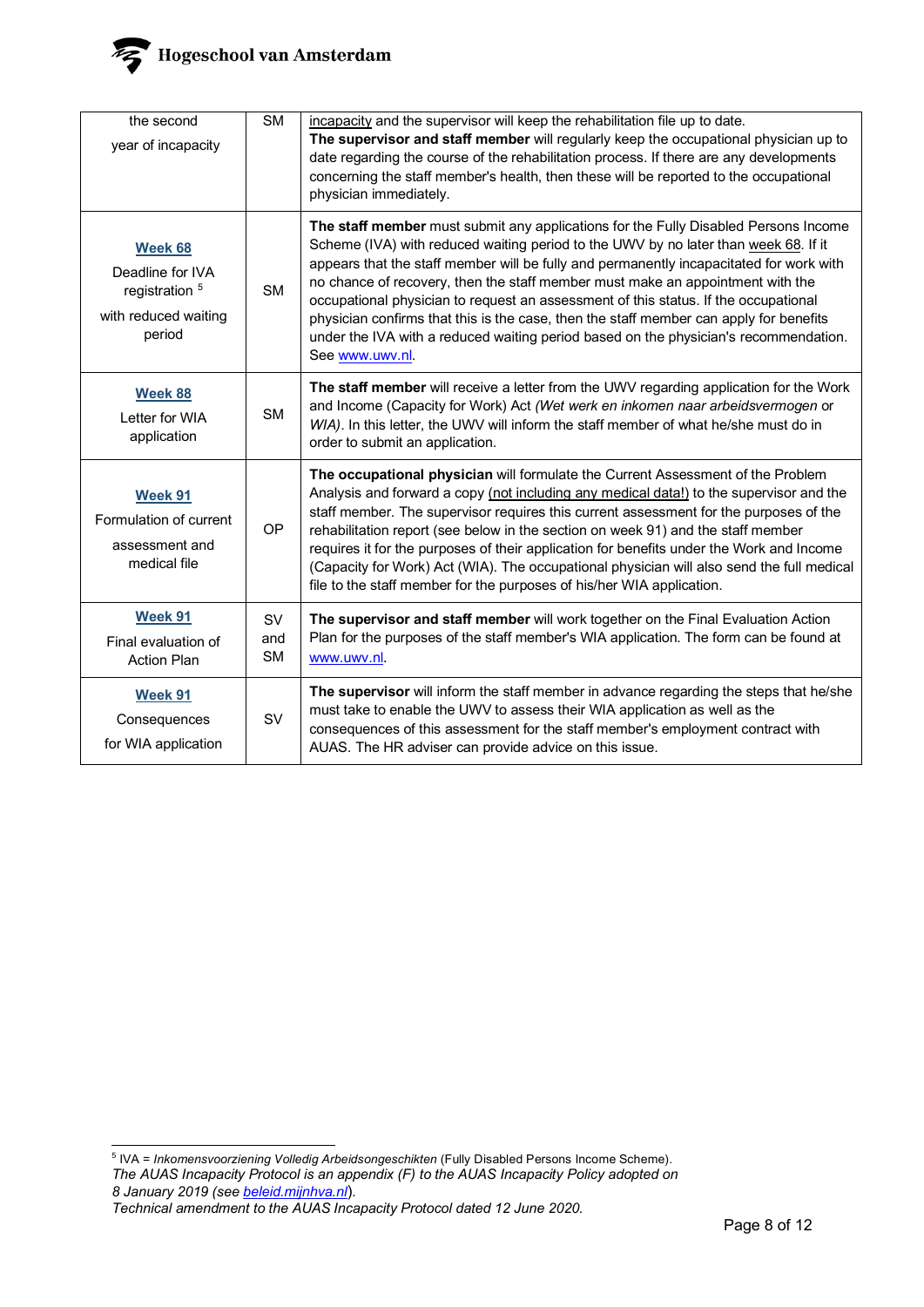| | | |
|---|---|---|
| the second year of incapacity | SM | incapacity and the supervisor will keep the rehabilitation file up to date. **The supervisor and staff member** will regularly keep the occupational physician up to date regarding the course of the rehabilitation process. If there are any developments concerning the staff member's health, then these will be reported to the occupational physician immediately. |
| **Week 68** Deadline for IVA registration [5] with reduced waiting period | SM | **The staff member** must submit any applications for the Fully Disabled Persons Income Scheme (IVA) with reduced waiting period to the UWV by no later than week 68. If it appears that the staff member will be fully and permanently incapacitated for work with no chance of recovery, then the staff member must make an appointment with the occupational physician to request an assessment of this status. If the occupational physician confirms that this is the case, then the staff member can apply for benefits under the IVA with a reduced waiting period based on the physician's recommendation. See www.uwv.nl. |
| **Week 88** Letter for WIA application | SM | **The staff member** will receive a letter from the UWV regarding application for the Work and Income (Capacity for Work) Act *(Wet werk en inkomen naar arbeidsvermogen* or *WIA)*. In this letter, the UWV will inform the staff member of what he/she must do in order to submit an application. |
| **Week 91** Formulation of current assessment and medical file | OP | **The occupational physician** will formulate the Current Assessment of the Problem Analysis and forward a copy (not including any medical data!) to the supervisor and the staff member. The supervisor requires this current assessment for the purposes of the rehabilitation report (see below in the section on week 91) and the staff member requires it for the purposes of their application for benefits under the Work and Income (Capacity for Work) Act (WIA). The occupational physician will also send the full medical file to the staff member for the purposes of his/her WIA application. |
| **Week 91** Final evaluation of Action Plan | SV and SM | **The supervisor and staff member** will work together on the Final Evaluation Action Plan for the purposes of the staff member's WIA application. The form can be found at www.uwv.nl. |
| **Week 91** Consequences for WIA application | SV | **The supervisor** will inform the staff member in advance regarding the steps that he/she must take to enable the UWV to assess their WIA application as well as the consequences of this assessment for the staff member's employment contract with AUAS. The HR adviser can provide advice on this issue. |

[5] IVA = *Inkomensvoorziening Volledig Arbeidsongeschikten* (Fully Disabled Persons Income Scheme).

*The AUAS Incapacity Protocol is an appendix (F) to the AUAS Incapacity Policy adopted on 8 January 2019 (see beleid.mijnhva.nl).*
*Technical amendment to the AUAS Incapacity Protocol dated 12 June 2020.*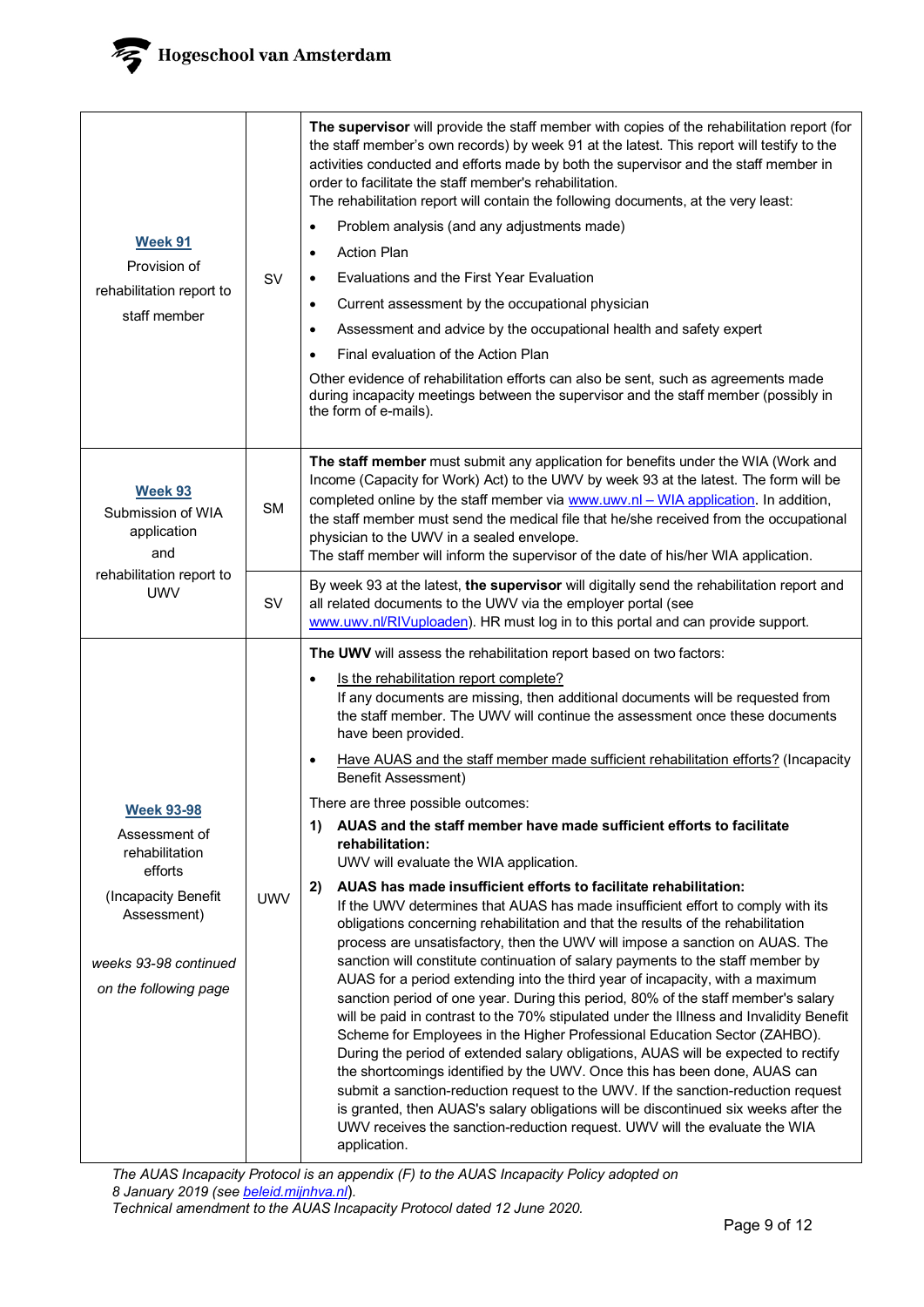| | | |
|---|---|---|
| **Week 91**<br>Provision of rehabilitation report to staff member | SV | **The supervisor** will provide the staff member with copies of the rehabilitation report (for the staff member's own records) by week 91 at the latest. This report will testify to the activities conducted and efforts made by both the supervisor and the staff member in order to facilitate the staff member's rehabilitation.<br>The rehabilitation report will contain the following documents, at the very least:<br>• Problem analysis (and any adjustments made)<br>• Action Plan<br>• Evaluations and the First Year Evaluation<br>• Current assessment by the occupational physician<br>• Assessment and advice by the occupational health and safety expert<br>• Final evaluation of the Action Plan<br>Other evidence of rehabilitation efforts can also be sent, such as agreements made during incapacity meetings between the supervisor and the staff member (possibly in the form of e-mails). |
| **Week 93**<br>Submission of WIA application<br>and<br>rehabilitation report to UWV | SM | **The staff member** must submit any application for benefits under the WIA (Work and Income (Capacity for Work) Act) to the UWV by week 93 at the latest. The form will be completed online by the staff member via www.uwv.nl – WIA application. In addition, the staff member must send the medical file that he/she received from the occupational physician to the UWV in a sealed envelope.<br>The staff member will inform the supervisor of the date of his/her WIA application. |
| | SV | By week 93 at the latest, **the supervisor** will digitally send the rehabilitation report and all related documents to the UWV via the employer portal (see www.uwv.nl/RIVuploaden). HR must log in to this portal and can provide support. |
| **Week 93-98**<br>Assessment of rehabilitation efforts<br>(Incapacity Benefit Assessment)<br>*weeks 93-98 continued on the following page* | UWV | **The UWV** will assess the rehabilitation report based on two factors:<br>• Is the rehabilitation report complete?<br>If any documents are missing, then additional documents will be requested from the staff member. The UWV will continue the assessment once these documents have been provided.<br>• Have AUAS and the staff member made sufficient rehabilitation efforts? (Incapacity Benefit Assessment)<br>There are three possible outcomes:<br>1) **AUAS and the staff member have made sufficient efforts to facilitate rehabilitation:**<br>UWV will evaluate the WIA application.<br>2) **AUAS has made insufficient efforts to facilitate rehabilitation:**<br>If the UWV determines that AUAS has made insufficient effort to comply with its obligations concerning rehabilitation and that the results of the rehabilitation process are unsatisfactory, then the UWV will impose a sanction on AUAS. The sanction will constitute continuation of salary payments to the staff member by AUAS for a period extending into the third year of incapacity, with a maximum sanction period of one year. During this period, 80% of the staff member's salary will be paid in contrast to the 70% stipulated under the Illness and Invalidity Benefit Scheme for Employees in the Higher Professional Education Sector (ZAHBO). During the period of extended salary obligations, AUAS will be expected to rectify the shortcomings identified by the UWV. Once this has been done, AUAS can submit a sanction-reduction request to the UWV. If the sanction-reduction request is granted, then AUAS's salary obligations will be discontinued six weeks after the UWV receives the sanction-reduction request. UWV will the evaluate the WIA application. |

*The AUAS Incapacity Protocol is an appendix (F) to the AUAS Incapacity Policy adopted on 8 January 2019 (see beleid.mijnhva.nl).*
*Technical amendment to the AUAS Incapacity Protocol dated 12 June 2020.*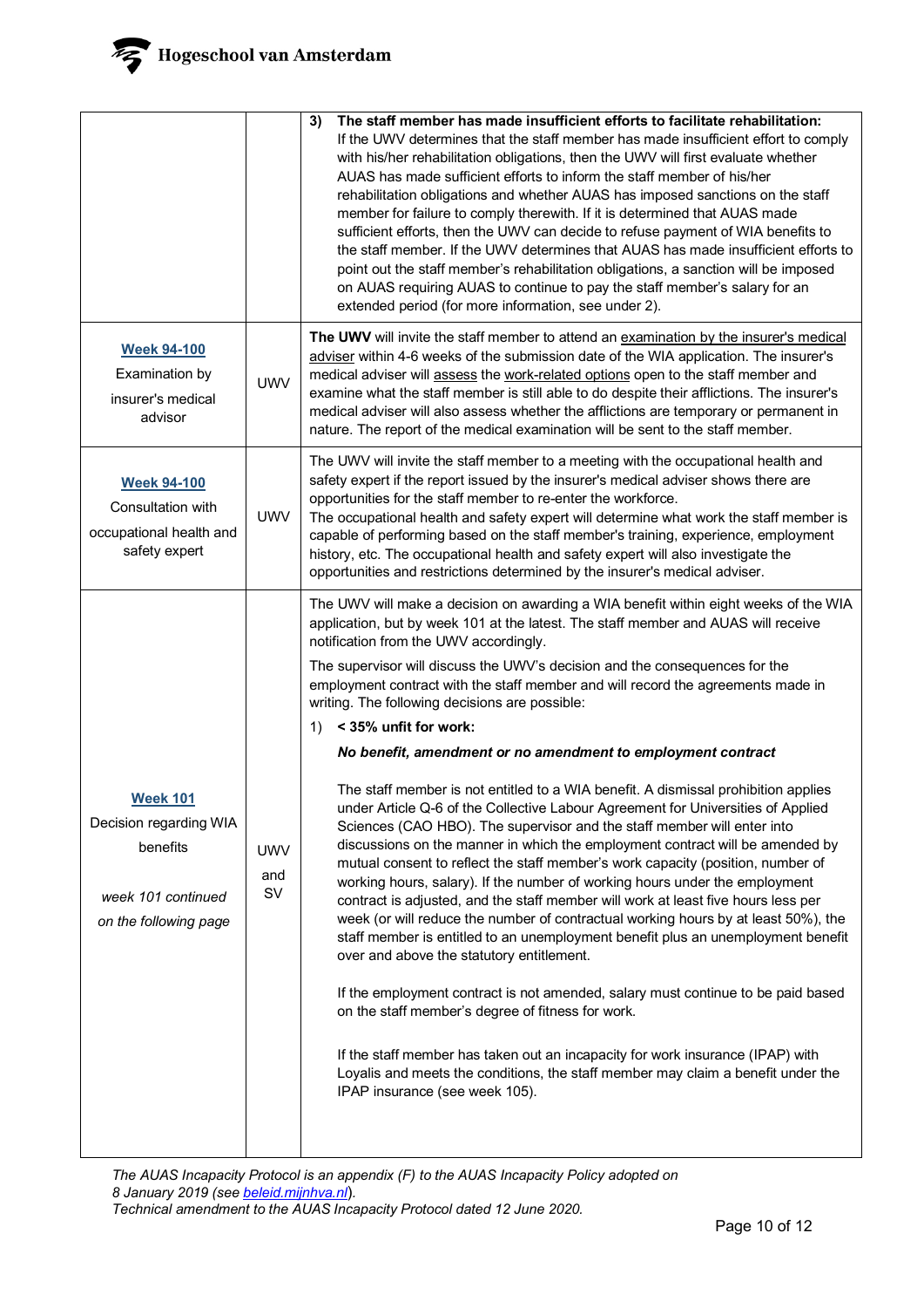| | | |
|---|---|---|
| | | **3) The staff member has made insufficient efforts to facilitate rehabilitation:** If the UWV determines that the staff member has made insufficient effort to comply with his/her rehabilitation obligations, then the UWV will first evaluate whether AUAS has made sufficient efforts to inform the staff member of his/her rehabilitation obligations and whether AUAS has imposed sanctions on the staff member for failure to comply therewith. If it is determined that AUAS made sufficient efforts, then the UWV can decide to refuse payment of WIA benefits to the staff member. If the UWV determines that AUAS has made insufficient efforts to point out the staff member's rehabilitation obligations, a sanction will be imposed on AUAS requiring AUAS to continue to pay the staff member's salary for an extended period (for more information, see under 2). |
| **Week 94-100** Examination by insurer's medical advisor | UWV | **The UWV** will invite the staff member to attend an examination by the insurer's medical adviser within 4-6 weeks of the submission date of the WIA application. The insurer's medical adviser will assess the work-related options open to the staff member and examine what the staff member is still able to do despite their afflictions. The insurer's medical adviser will also assess whether the afflictions are temporary or permanent in nature. The report of the medical examination will be sent to the staff member. |
| **Week 94-100** Consultation with occupational health and safety expert | UWV | The UWV will invite the staff member to a meeting with the occupational health and safety expert if the report issued by the insurer's medical adviser shows there are opportunities for the staff member to re-enter the workforce. The occupational health and safety expert will determine what work the staff member is capable of performing based on the staff member's training, experience, employment history, etc. The occupational health and safety expert will also investigate the opportunities and restrictions determined by the insurer's medical adviser. |
| **Week 101** Decision regarding WIA benefits<br><br>*week 101 continued on the following page* | UWV and SV | The UWV will make a decision on awarding a WIA benefit within eight weeks of the WIA application, but by week 101 at the latest. The staff member and AUAS will receive notification from the UWV accordingly.<br><br>The supervisor will discuss the UWV's decision and the consequences for the employment contract with the staff member and will record the agreements made in writing. The following decisions are possible:<br><br>1) **< 35% unfit for work:**<br><br>***No benefit, amendment or no amendment to employment contract***<br><br>The staff member is not entitled to a WIA benefit. A dismissal prohibition applies under Article Q-6 of the Collective Labour Agreement for Universities of Applied Sciences (CAO HBO). The supervisor and the staff member will enter into discussions on the manner in which the employment contract will be amended by mutual consent to reflect the staff member's work capacity (position, number of working hours, salary). If the number of working hours under the employment contract is adjusted, and the staff member will work at least five hours less per week (or will reduce the number of contractual working hours by at least 50%), the staff member is entitled to an unemployment benefit plus an unemployment benefit over and above the statutory entitlement.<br><br>If the employment contract is not amended, salary must continue to be paid based on the staff member's degree of fitness for work.<br><br>If the staff member has taken out an incapacity for work insurance (IPAP) with Loyalis and meets the conditions, the staff member may claim a benefit under the IPAP insurance (see week 105). |

*The AUAS Incapacity Protocol is an appendix (F) to the AUAS Incapacity Policy adopted on 8 January 2019 (see beleid.mijnhva.nl).*
*Technical amendment to the AUAS Incapacity Protocol dated 12 June 2020.*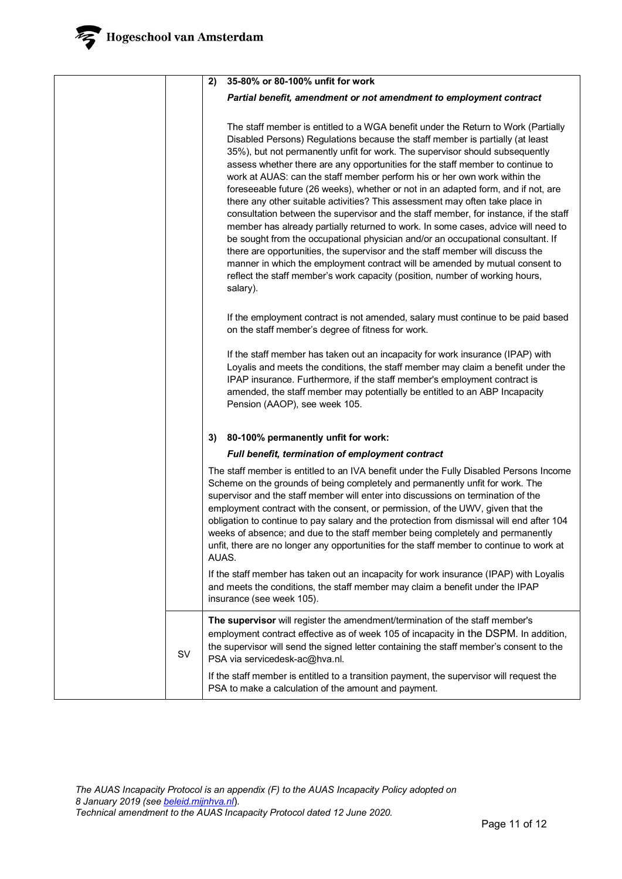| | | |
|---|---|---|
| | | **2) 35-80% or 80-100% unfit for work**<br><br>***Partial benefit, amendment or not amendment to employment contract***<br><br>The staff member is entitled to a WGA benefit under the Return to Work (Partially Disabled Persons) Regulations because the staff member is partially (at least 35%), but not permanently unfit for work. The supervisor should subsequently assess whether there are any opportunities for the staff member to continue to work at AUAS: can the staff member perform his or her own work within the foreseeable future (26 weeks), whether or not in an adapted form, and if not, are there any other suitable activities? This assessment may often take place in consultation between the supervisor and the staff member, for instance, if the staff member has already partially returned to work. In some cases, advice will need to be sought from the occupational physician and/or an occupational consultant. If there are opportunities, the supervisor and the staff member will discuss the manner in which the employment contract will be amended by mutual consent to reflect the staff member's work capacity (position, number of working hours, salary).<br><br>If the employment contract is not amended, salary must continue to be paid based on the staff member's degree of fitness for work.<br><br>If the staff member has taken out an incapacity for work insurance (IPAP) with Loyalis and meets the conditions, the staff member may claim a benefit under the IPAP insurance. Furthermore, if the staff member's employment contract is amended, the staff member may potentially be entitled to an ABP Incapacity Pension (AAOP), see week 105.<br><br>**3) 80-100% permanently unfit for work:**<br><br>***Full benefit, termination of employment contract***<br><br>The staff member is entitled to an IVA benefit under the Fully Disabled Persons Income Scheme on the grounds of being completely and permanently unfit for work. The supervisor and the staff member will enter into discussions on termination of the employment contract with the consent, or permission, of the UWV, given that the obligation to continue to pay salary and the protection from dismissal will end after 104 weeks of absence; and due to the staff member being completely and permanently unfit, there are no longer any opportunities for the staff member to continue to work at AUAS.<br><br>If the staff member has taken out an incapacity for work insurance (IPAP) with Loyalis and meets the conditions, the staff member may claim a benefit under the IPAP insurance (see week 105). |
| | SV | **The supervisor** will register the amendment/termination of the staff member's employment contract effective as of week 105 of incapacity in the DSPM. In addition, the supervisor will send the signed letter containing the staff member's consent to the PSA via servicedesk-ac@hva.nl.<br><br>If the staff member is entitled to a transition payment, the supervisor will request the PSA to make a calculation of the amount and payment. |

*The AUAS Incapacity Protocol is an appendix (F) to the AUAS Incapacity Policy adopted on 8 January 2019 (see [beleid.mijnhva.nl](beleid.mijnhva.nl)).*
*Technical amendment to the AUAS Incapacity Protocol dated 12 June 2020.*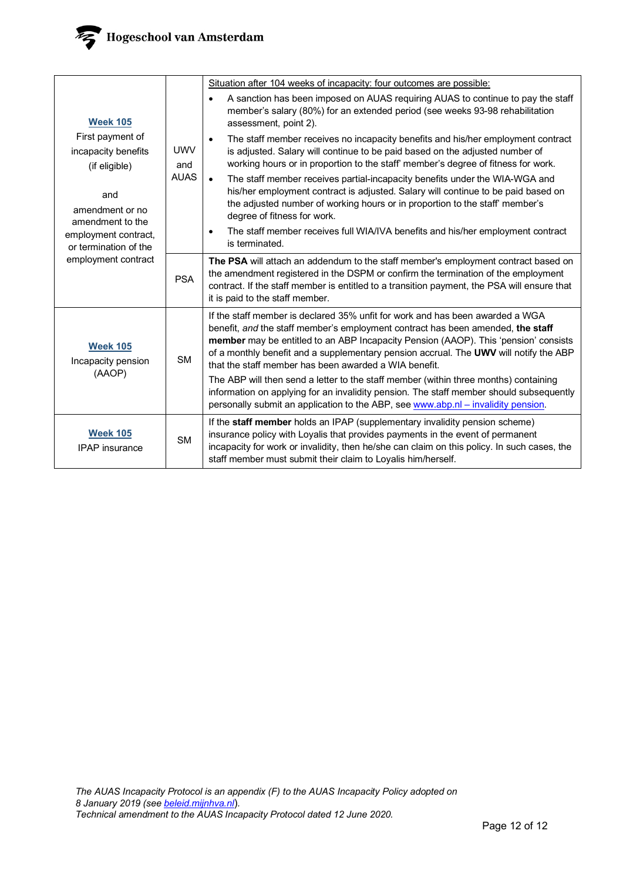| | | |
|---|---|---|
| **Week 105**<br>First payment of incapacity benefits (if eligible)<br><br>and<br>amendment or no amendment to the employment contract, or termination of the employment contract | UWV and AUAS | Situation after 104 weeks of incapacity: four outcomes are possible:<br>• A sanction has been imposed on AUAS requiring AUAS to continue to pay the staff member's salary (80%) for an extended period (see weeks 93-98 rehabilitation assessment, point 2).<br>• The staff member receives no incapacity benefits and his/her employment contract is adjusted. Salary will continue to be paid based on the adjusted number of working hours or in proportion to the staff' member's degree of fitness for work.<br>• The staff member receives partial-incapacity benefits under the WIA-WGA and his/her employment contract is adjusted. Salary will continue to be paid based on the adjusted number of working hours or in proportion to the staff' member's degree of fitness for work.<br>• The staff member receives full WIA/IVA benefits and his/her employment contract is terminated. |
| | PSA | **The PSA** will attach an addendum to the staff member's employment contract based on the amendment registered in the DSPM or confirm the termination of the employment contract. If the staff member is entitled to a transition payment, the PSA will ensure that it is paid to the staff member. |
| **Week 105**<br>Incapacity pension (AAOP) | SM | If the staff member is declared 35% unfit for work and has been awarded a WGA benefit, *and* the staff member's employment contract has been amended, **the staff member** may be entitled to an ABP Incapacity Pension (AAOP). This 'pension' consists of a monthly benefit and a supplementary pension accrual. The **UWV** will notify the ABP that the staff member has been awarded a WIA benefit.<br>The ABP will then send a letter to the staff member (within three months) containing information on applying for an invalidity pension. The staff member should subsequently personally submit an application to the ABP, see www.abp.nl – invalidity pension. |
| **Week 105**<br>IPAP insurance | SM | If the **staff member** holds an IPAP (supplementary invalidity pension scheme) insurance policy with Loyalis that provides payments in the event of permanent incapacity for work or invalidity, then he/she can claim on this policy. In such cases, the staff member must submit their claim to Loyalis him/herself. |

*The AUAS Incapacity Protocol is an appendix (F) to the AUAS Incapacity Policy adopted on 8 January 2019 (see beleid.mijnhva.nl).*
*Technical amendment to the AUAS Incapacity Protocol dated 12 June 2020.*